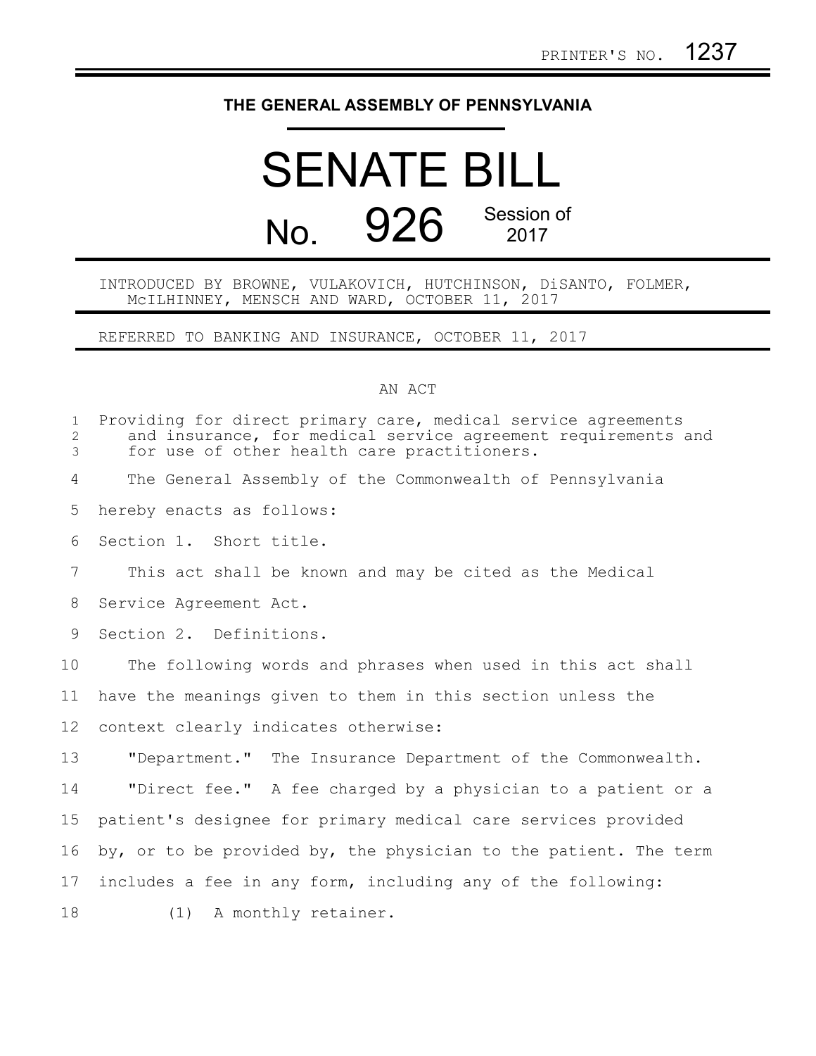PRINTER'S NO. 1237

# THE GENERAL ASSEMBLY OF PENNSYLVANIA

# SENATE BILL

## No. 926 Session of 2017

INTRODUCED BY BROWNE, VULAKOVICH, HUTCHINSON, DiSANTO, FOLMER, McILHINNEY, MENSCH AND WARD, OCTOBER 11, 2017

REFERRED TO BANKING AND INSURANCE, OCTOBER 11, 2017

AN ACT

Providing for direct primary care, medical service agreements and insurance, for medical service agreement requirements and for use of other health care practitioners.

The General Assembly of the Commonwealth of Pennsylvania hereby enacts as follows:

Section 1. Short title.

This act shall be known and may be cited as the Medical Service Agreement Act.

Section 2. Definitions.

The following words and phrases when used in this act shall have the meanings given to them in this section unless the context clearly indicates otherwise:

"Department." The Insurance Department of the Commonwealth.

"Direct fee." A fee charged by a physician to a patient or a patient's designee for primary medical care services provided by, or to be provided by, the physician to the patient. The term includes a fee in any form, including any of the following:

(1) A monthly retainer.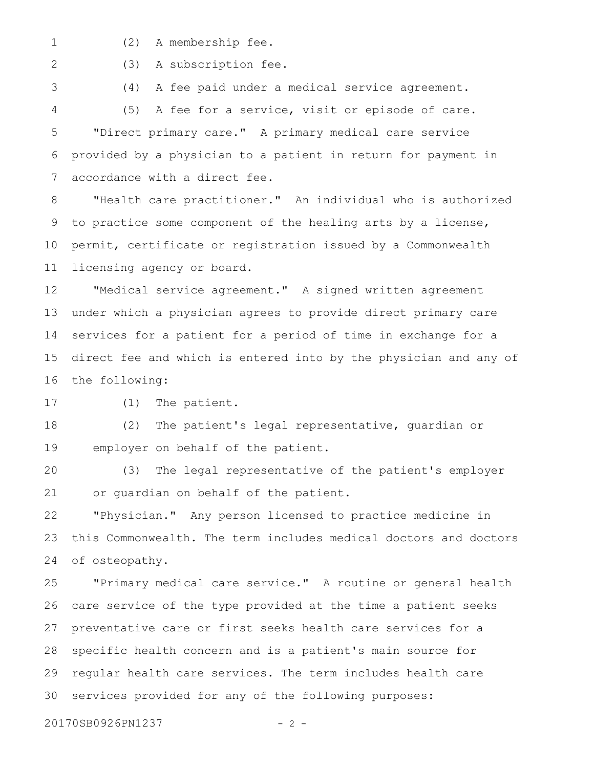(2) A membership fee.

(3) A subscription fee.

(4) A fee paid under a medical service agreement.

(5) A fee for a service, visit or episode of care.

"Direct primary care." A primary medical care service provided by a physician to a patient in return for payment in accordance with a direct fee.

"Health care practitioner." An individual who is authorized to practice some component of the healing arts by a license, permit, certificate or registration issued by a Commonwealth licensing agency or board.

"Medical service agreement." A signed written agreement under which a physician agrees to provide direct primary care services for a patient for a period of time in exchange for a direct fee and which is entered into by the physician and any of the following:

(1) The patient.

(2) The patient's legal representative, guardian or employer on behalf of the patient.

(3) The legal representative of the patient's employer or guardian on behalf of the patient.

"Physician." Any person licensed to practice medicine in this Commonwealth. The term includes medical doctors and doctors of osteopathy.

"Primary medical care service." A routine or general health care service of the type provided at the time a patient seeks preventative care or first seeks health care services for a specific health concern and is a patient's main source for regular health care services. The term includes health care services provided for any of the following purposes: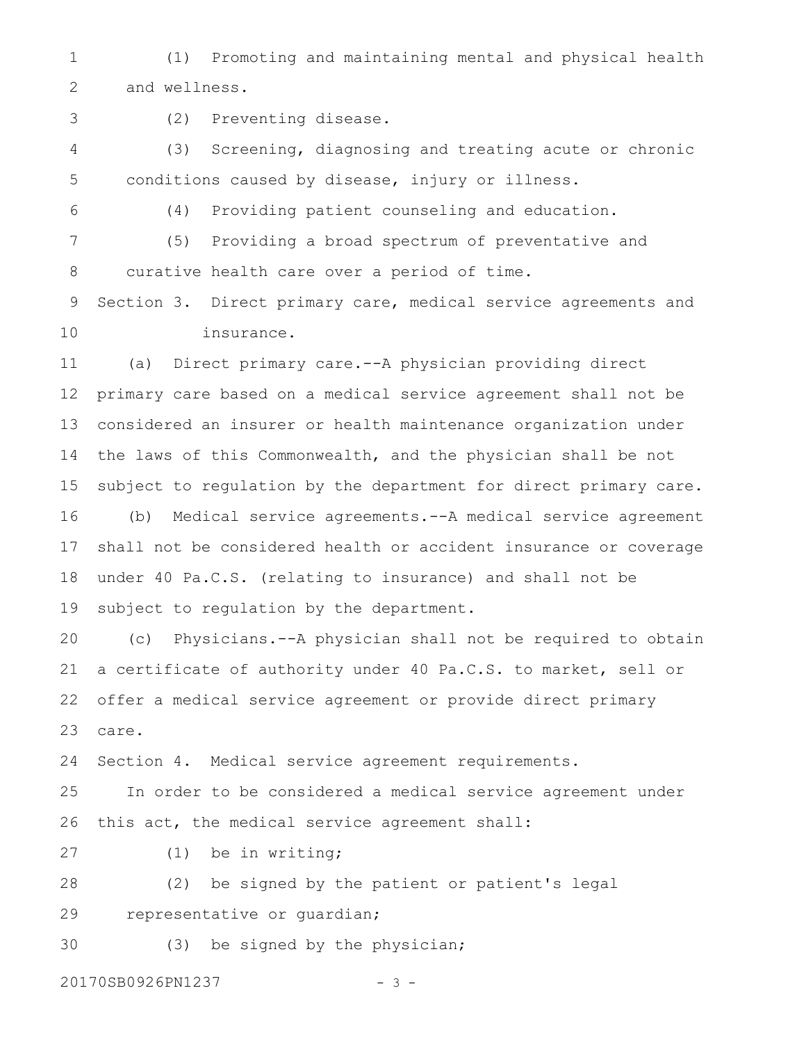(1) Promoting and maintaining mental and physical health and wellness.

(2) Preventing disease.

(3) Screening, diagnosing and treating acute or chronic conditions caused by disease, injury or illness.

(4) Providing patient counseling and education.

(5) Providing a broad spectrum of preventative and curative health care over a period of time.

Section 3. Direct primary care, medical service agreements and insurance.

(a) Direct primary care.--A physician providing direct primary care based on a medical service agreement shall not be considered an insurer or health maintenance organization under the laws of this Commonwealth, and the physician shall be not subject to regulation by the department for direct primary care.

(b) Medical service agreements.--A medical service agreement shall not be considered health or accident insurance or coverage under 40 Pa.C.S. (relating to insurance) and shall not be subject to regulation by the department.

(c) Physicians.--A physician shall not be required to obtain a certificate of authority under 40 Pa.C.S. to market, sell or offer a medical service agreement or provide direct primary care.

Section 4. Medical service agreement requirements.

In order to be considered a medical service agreement under this act, the medical service agreement shall:

(1) be in writing;

(2) be signed by the patient or patient's legal representative or guardian;

(3) be signed by the physician;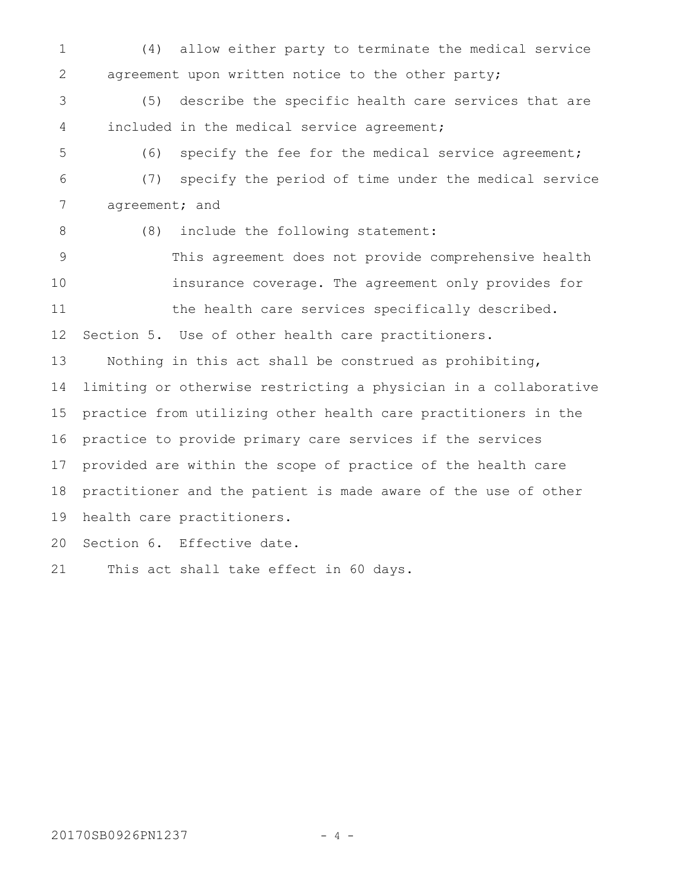(4) allow either party to terminate the medical service agreement upon written notice to the other party;

(5) describe the specific health care services that are included in the medical service agreement;

(6) specify the fee for the medical service agreement;

(7) specify the period of time under the medical service agreement; and

(8) include the following statement:

> This agreement does not provide comprehensive health insurance coverage. The agreement only provides for the health care services specifically described.

Section 5. Use of other health care practitioners.

Nothing in this act shall be construed as prohibiting, limiting or otherwise restricting a physician in a collaborative practice from utilizing other health care practitioners in the practice to provide primary care services if the services provided are within the scope of practice of the health care practitioner and the patient is made aware of the use of other health care practitioners.

Section 6. Effective date.

This act shall take effect in 60 days.